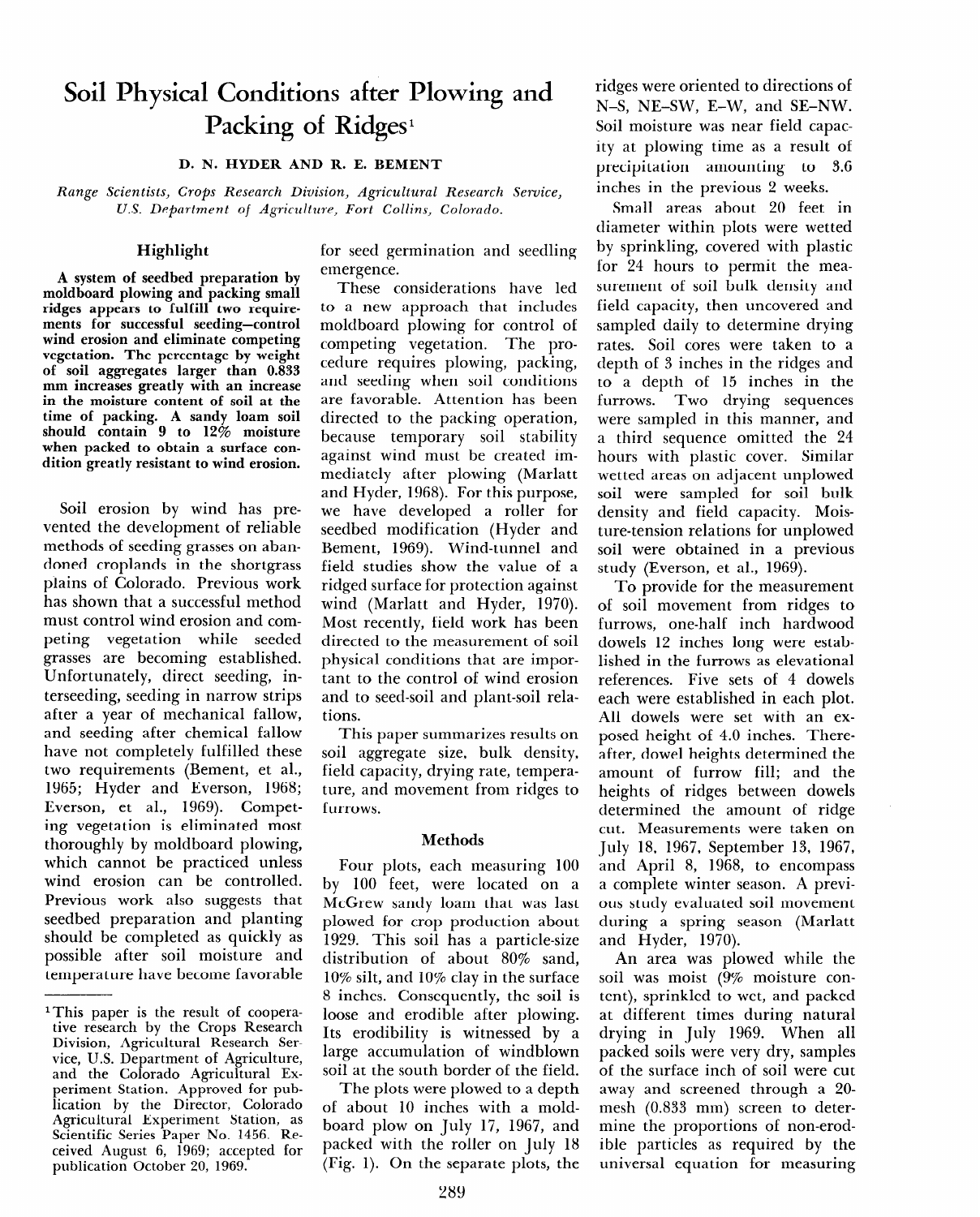# Soil Physical Conditions after Plowing and Packing of Ridges[1]

**D. N. HYDER AND R. E. BEMENT**

*Range Scientists, Crops Research Division, Agricultural Research Service, U.S. Department of Agriculture, Fort Collins, Colorado.*

## Highlight

**A system of seedbed preparation by moldboard plowing and packing small ridges appears to fulfill two requirements for successful seeding—control wind erosion and eliminate competing vegetation. The percentage by weight of soil aggregates larger than 0.833 mm increases greatly with an increase in the moisture content of soil at the time of packing. A sandy loam soil should contain 9 to 12% moisture when packed to obtain a surface condition greatly resistant to wind erosion.**

Soil erosion by wind has prevented the development of reliable methods of seeding grasses on abandoned croplands in the shortgrass plains of Colorado. Previous work has shown that a successful method must control wind erosion and competing vegetation while seeded grasses are becoming established. Unfortunately, direct seeding, interseeding, seeding in narrow strips after a year of mechanical fallow, and seeding after chemical fallow have not completely fulfilled these two requirements (Bement, et al., 1965; Hyder and Everson, 1968; Everson, et al., 1969). Competing vegetation is eliminated most thoroughly by moldboard plowing, which cannot be practiced unless wind erosion can be controlled. Previous work also suggests that seedbed preparation and planting should be completed as quickly as possible after soil moisture and temperature have become favorable for seed germination and seedling emergence.

These considerations have led to a new approach that includes moldboard plowing for control of competing vegetation. The procedure requires plowing, packing, and seeding when soil conditions are favorable. Attention has been directed to the packing operation, because temporary soil stability against wind must be created immediately after plowing (Marlatt and Hyder, 1968). For this purpose, we have developed a roller for seedbed modification (Hyder and Bement, 1969). Wind-tunnel and field studies show the value of a ridged surface for protection against wind (Marlatt and Hyder, 1970). Most recently, field work has been directed to the measurement of soil physical conditions that are important to the control of wind erosion and to seed-soil and plant-soil relations.

This paper summarizes results on soil aggregate size, bulk density, field capacity, drying rate, temperature, and movement from ridges to furrows.

## Methods

Four plots, each measuring 100 by 100 feet, were located on a McGrew sandy loam that was last plowed for crop production about 1929. This soil has a particle-size distribution of about 80% sand, 10% silt, and 10% clay in the surface 8 inches. Consequently, the soil is loose and erodible after plowing. Its erodibility is witnessed by a large accumulation of windblown soil at the south border of the field.

The plots were plowed to a depth of about 10 inches with a moldboard plow on July 17, 1967, and packed with the roller on July 18 (Fig. 1). On the separate plots, the ridges were oriented to directions of N–S, NE–SW, E–W, and SE–NW. Soil moisture was near field capacity at plowing time as a result of precipitation amounting to 3.6 inches in the previous 2 weeks.

Small areas about 20 feet in diameter within plots were wetted by sprinkling, covered with plastic for 24 hours to permit the measurement of soil bulk density and field capacity, then uncovered and sampled daily to determine drying rates. Soil cores were taken to a depth of 3 inches in the ridges and to a depth of 15 inches in the furrows. Two drying sequences were sampled in this manner, and a third sequence omitted the 24 hours with plastic cover. Similar wetted areas on adjacent unplowed soil were sampled for soil bulk density and field capacity. Moisture-tension relations for unplowed soil were obtained in a previous study (Everson, et al., 1969).

To provide for the measurement of soil movement from ridges to furrows, one-half inch hardwood dowels 12 inches long were established in the furrows as elevational references. Five sets of 4 dowels each were established in each plot. All dowels were set with an exposed height of 4.0 inches. Thereafter, dowel heights determined the amount of furrow fill; and the heights of ridges between dowels determined the amount of ridge cut. Measurements were taken on July 18, 1967, September 13, 1967, and April 8, 1968, to encompass a complete winter season. A previous study evaluated soil movement during a spring season (Marlatt and Hyder, 1970).

An area was plowed while the soil was moist (9% moisture content), sprinkled to wet, and packed at different times during natural drying in July 1969. When all packed soils were very dry, samples of the surface inch of soil were cut away and screened through a 20-mesh (0.833 mm) screen to determine the proportions of non-erodible particles as required by the universal equation for measuring

---

[1] This paper is the result of cooperative research by the Crops Research Division, Agricultural Research Service, U.S. Department of Agriculture, and the Colorado Agricultural Experiment Station. Approved for publication by the Director, Colorado Agricultural Experiment Station, as Scientific Series Paper No. 1456. Received August 6, 1969; accepted for publication October 20, 1969.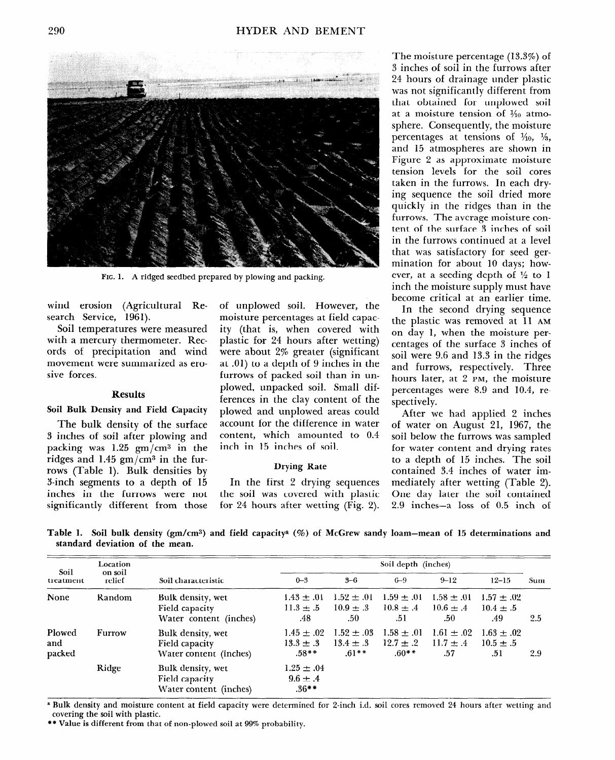FIG. 1. A ridged seedbed prepared by plowing and packing.

wind erosion (Agricultural Research Service, 1961).

Soil temperatures were measured with a mercury thermometer. Records of precipitation and wind movement were summarized as erosive forces.

## Results

### Soil Bulk Density and Field Capacity

The bulk density of the surface 3 inches of soil after plowing and packing was 1.25 gm/cm$^3$ in the ridges and 1.45 gm/cm$^3$ in the furrows (Table 1). Bulk densities by 3-inch segments to a depth of 15 inches in the furrows were not significantly different from those of unplowed soil. However, the moisture percentages at field capacity (that is, when covered with plastic for 24 hours after wetting) were about 2% greater (significant at .01) to a depth of 9 inches in the furrows of packed soil than in unplowed, unpacked soil. Small differences in the clay content of the plowed and unplowed areas could account for the difference in water content, which amounted to 0.4 inch in 15 inches of soil.

### Drying Rate

In the first 2 drying sequences the soil was covered with plastic for 24 hours after wetting (Fig. 2). The moisture percentage (13.3%) of 3 inches of soil in the furrows after 24 hours of drainage under plastic was not significantly different from that obtained for unplowed soil at a moisture tension of 1/10 atmosphere. Consequently, the moisture percentages at tensions of 1/10, 1/3, and 15 atmospheres are shown in Figure 2 as approximate moisture tension levels for the soil cores taken in the furrows. In each drying sequence the soil dried more quickly in the ridges than in the furrows. The average moisture content of the surface 3 inches of soil in the furrows continued at a level that was satisfactory for seed germination for about 10 days; however, at a seeding depth of 1/2 to 1 inch the moisture supply must have become critical at an earlier time.

In the second drying sequence the plastic was removed at 11 AM on day 1, when the moisture percentages of the surface 3 inches of soil were 9.6 and 13.3 in the ridges and furrows, respectively. Three hours later, at 2 PM, the moisture percentages were 8.9 and 10.4, respectively.

After we had applied 2 inches of water on August 21, 1967, the soil below the furrows was sampled for water content and drying rates to a depth of 15 inches. The soil contained 3.4 inches of water immediately after wetting (Table 2). One day later the soil contained 2.9 inches—a loss of 0.5 inch of

**Table 1. Soil bulk density (gm/cm$^3$) and field capacity[a] (%) of McGrew sandy loam—mean of 15 determinations and standard deviation of the mean.**

| Soil treatment | Location on soil relief | Soil characteristic | Soil depth (inches) | | | | | |
|---|---|---|---|---|---|---|---|---|
| | | | 0–3 | 3–6 | 6–9 | 9–12 | 12–15 | Sum |
| None | Random | Bulk density, wet | 1.43 ± .01 | 1.52 ± .01 | 1.59 ± .01 | 1.58 ± .01 | 1.57 ± .02 | |
| | | Field capacity | 11.3 ± .5 | 10.9 ± .3 | 10.8 ± .4 | 10.6 ± .4 | 10.4 ± .5 | |
| | | Water content (inches) | .48 | .50 | .51 | .50 | .49 | 2.5 |
| Plowed and packed | Furrow | Bulk density, wet | 1.45 ± .02 | 1.52 ± .03 | 1.58 ± .01 | 1.61 ± .02 | 1.63 ± .02 | |
| | | Field capacity | 13.3 ± .3 | 13.4 ± .3 | 12.7 ± .2 | 11.7 ± .4 | 10.5 ± .5 | |
| | | Water content (inches) | .58** | .61** | .60** | .57 | .51 | 2.9 |
| | Ridge | Bulk density, wet | 1.25 ± .04 | | | | | |
| | | Field capacity | 9.6 ± .4 | | | | | |
| | | Water content (inches) | .36** | | | | | |

[a] Bulk density and moisture content at field capacity were determined for 2-inch i.d. soil cores removed 24 hours after wetting and covering the soil with plastic.

** Value is different from that of non-plowed soil at 99% probability.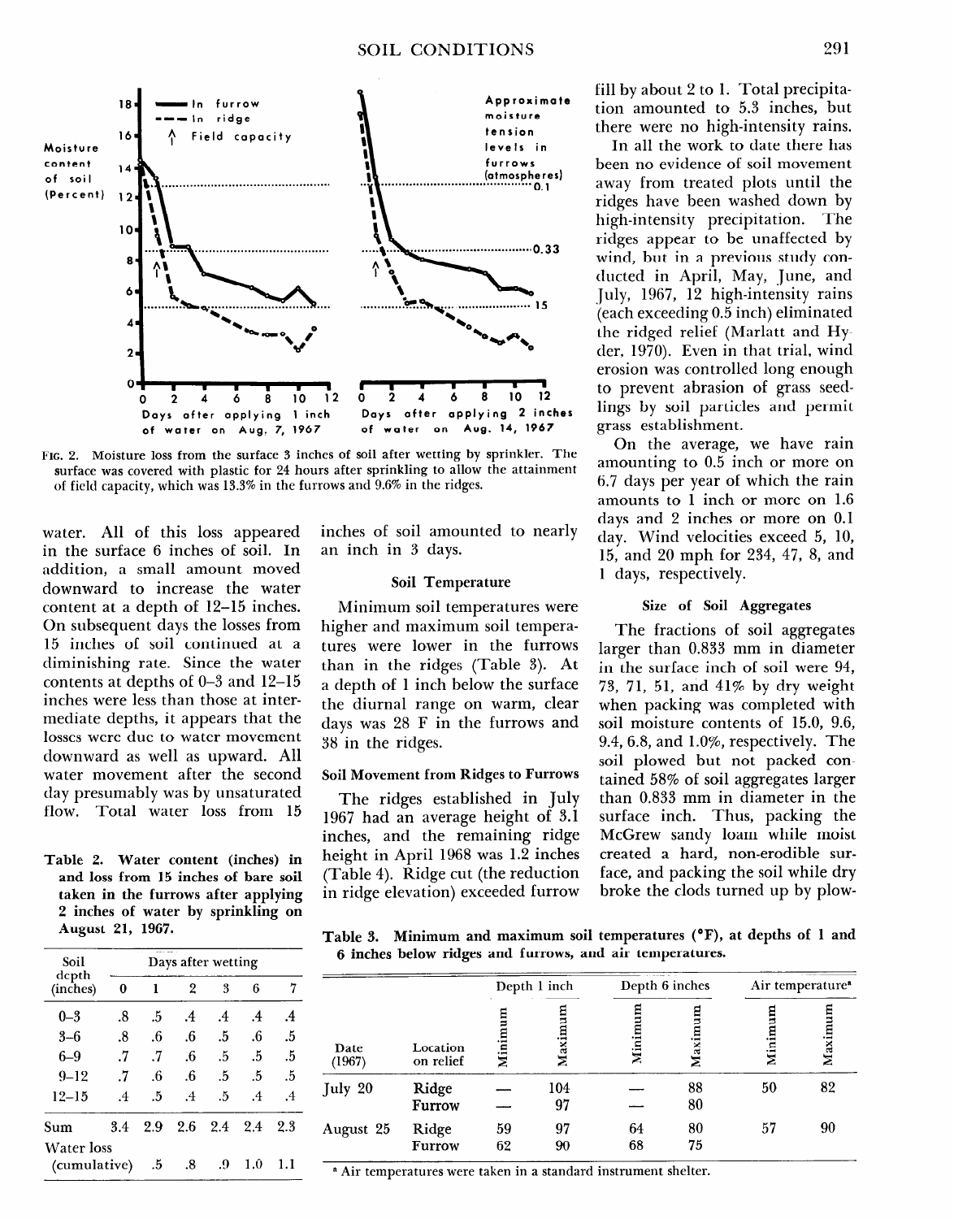FIG. 2. Moisture loss from the surface 3 inches of soil after wetting by sprinkler. The surface was covered with plastic for 24 hours after sprinkling to allow the attainment of field capacity, which was 13.3% in the furrows and 9.6% in the ridges.

water. All of this loss appeared in the surface 6 inches of soil. In addition, a small amount moved downward to increase the water content at a depth of 12–15 inches. On subsequent days the losses from 15 inches of soil continued at a diminishing rate. Since the water contents at depths of 0–3 and 12–15 inches were less than those at intermediate depths, it appears that the losses were due to water movement downward as well as upward. All water movement after the second day presumably was by unsaturated flow. Total water loss from 15 inches of soil amounted to nearly an inch in 3 days.

**Table 2. Water content (inches) in and loss from 15 inches of bare soil taken in the furrows after applying 2 inches of water by sprinkling on August 21, 1967.**

| Soil depth (inches) | Days after wetting | | | | | |
|---|---|---|---|---|---|---|
| | 0 | 1 | 2 | 3 | 6 | 7 |
| 0–3 | .8 | .5 | .4 | .4 | .4 | .4 |
| 3–6 | .8 | .6 | .6 | .5 | .6 | .5 |
| 6–9 | .7 | .7 | .6 | .5 | .5 | .5 |
| 9–12 | .7 | .6 | .6 | .5 | .5 | .5 |
| 12–15 | .4 | .5 | .4 | .5 | .4 | .4 |
| Sum | 3.4 | 2.9 | 2.6 | 2.4 | 2.4 | 2.3 |
| Water loss (cumulative) | | .5 | .8 | .9 | 1.0 | 1.1 |

### Soil Temperature

Minimum soil temperatures were higher and maximum soil temperatures were lower in the furrows than in the ridges (Table 3). At a depth of 1 inch below the surface the diurnal range on warm, clear days was 28 F in the furrows and 38 in the ridges.

### Soil Movement from Ridges to Furrows

The ridges established in July 1967 had an average height of 3.1 inches, and the remaining ridge height in April 1968 was 1.2 inches (Table 4). Ridge cut (the reduction in ridge elevation) exceeded furrow fill by about 2 to 1. Total precipitation amounted to 5.3 inches, but there were no high-intensity rains.

In all the work to date there has been no evidence of soil movement away from treated plots until the ridges have been washed down by high-intensity precipitation. The ridges appear to be unaffected by wind, but in a previous study conducted in April, May, June, and July, 1967, 12 high-intensity rains (each exceeding 0.5 inch) eliminated the ridged relief (Marlatt and Hyder, 1970). Even in that trial, wind erosion was controlled long enough to prevent abrasion of grass seedlings by soil particles and permit grass establishment.

On the average, we have rain amounting to 0.5 inch or more on 6.7 days per year of which the rain amounts to 1 inch or more on 1.6 days and 2 inches or more on 0.1 day. Wind velocities exceed 5, 10, 15, and 20 mph for 234, 47, 8, and 1 days, respectively.

### Size of Soil Aggregates

The fractions of soil aggregates larger than 0.833 mm in diameter in the surface inch of soil were 94, 73, 71, 51, and 41% by dry weight when packing was completed with soil moisture contents of 15.0, 9.6, 9.4, 6.8, and 1.0%, respectively. The soil plowed but not packed contained 58% of soil aggregates larger than 0.833 mm in diameter in the surface inch. Thus, packing the McGrew sandy loam while moist created a hard, non-erodible surface, and packing the soil while dry broke the clods turned up by plow-

**Table 3. Minimum and maximum soil temperatures (°F), at depths of 1 and 6 inches below ridges and furrows, and air temperatures.**

| Date (1967) | Location on relief | Depth 1 inch | | Depth 6 inches | | Air temperature[a] | |
|---|---|---|---|---|---|---|---|
| | | Minimum | Maximum | Minimum | Maximum | Minimum | Maximum |
| July 20 | Ridge | — | 104 | — | 88 | 50 | 82 |
| | Furrow | — | 97 | — | 80 | | |
| August 25 | Ridge | 59 | 97 | 64 | 80 | 57 | 90 |
| | Furrow | 62 | 90 | 68 | 75 | | |

[a] Air temperatures were taken in a standard instrument shelter.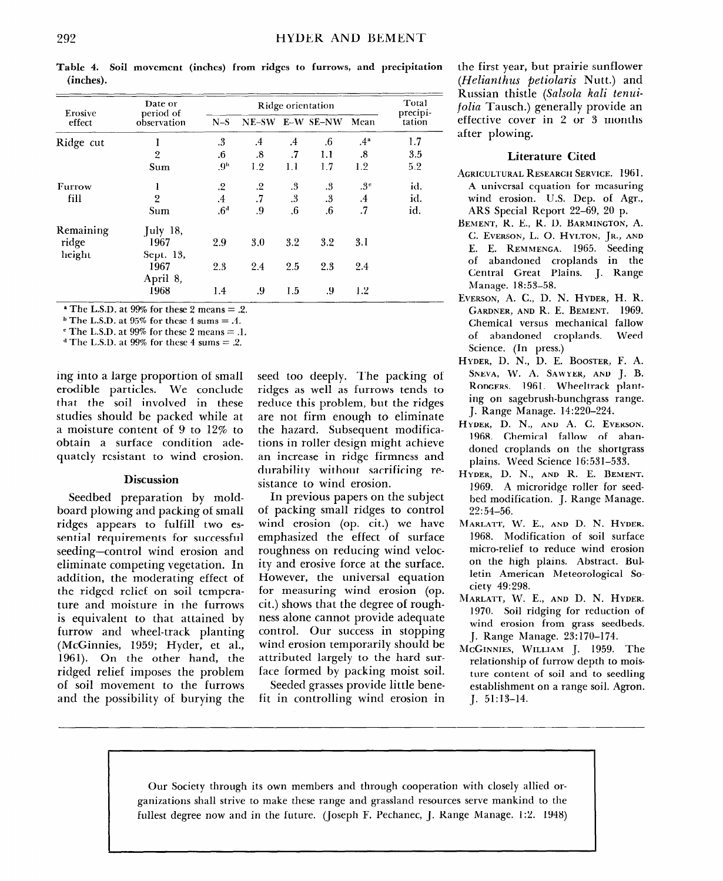Table 4. Soil movement (inches) from ridges to furrows, and precipitation (inches).

| Erosive effect | Date or period of observation | Ridge orientation | | | | | Total precipitation |
|---|---|---|---|---|---|---|---|
| | | N–S | NE–SW | E–W | SE–NW | Mean | |
| Ridge cut | 1 | .3 | .4 | .4 | .6 | .4[a] | 1.7 |
| | 2 | .6 | .8 | .7 | 1.1 | .8 | 3.5 |
| | Sum | .9[b] | 1.2 | 1.1 | 1.7 | 1.2 | 5.2 |
| Furrow fill | 1 | .2 | .2 | .3 | .3 | .3[c] | id. |
| | 2 | .4 | .7 | .3 | .3 | .4 | id. |
| | Sum | .6[d] | .9 | .6 | .6 | .7 | id. |
| Remaining ridge height | July 18, 1967 | 2.9 | 3.0 | 3.2 | 3.2 | 3.1 | |
| | Sept. 13, 1967 | 2.3 | 2.4 | 2.5 | 2.3 | 2.4 | |
| | April 8, 1968 | 1.4 | .9 | 1.5 | .9 | 1.2 | |

[a] The L.S.D. at 99% for these 2 means = .2.
[b] The L.S.D. at 95% for these 4 sums = .4.
[c] The L.S.D. at 99% for these 2 means = .1.
[d] The L.S.D. at 99% for these 4 sums = .2.

ing into a large proportion of small erodible particles. We conclude that the soil involved in these studies should be packed while at a moisture content of 9 to 12% to obtain a surface condition adequately resistant to wind erosion.

## Discussion

Seedbed preparation by moldboard plowing and packing of small ridges appears to fulfill two essential requirements for successful seeding—control wind erosion and eliminate competing vegetation. In addition, the moderating effect of the ridged relief on soil temperature and moisture in the furrows is equivalent to that attained by furrow and wheel-track planting (McGinnies, 1959; Hyder, et al., 1961). On the other hand, the ridged relief imposes the problem of soil movement to the furrows and the possibility of burying the seed too deeply. The packing of ridges as well as furrows tends to reduce this problem, but the ridges are not firm enough to eliminate the hazard. Subsequent modifications in roller design might achieve an increase in ridge firmness and durability without sacrificing resistance to wind erosion.

In previous papers on the subject of packing small ridges to control wind erosion (op. cit.) we have emphasized the effect of surface roughness on reducing wind velocity and erosive force at the surface. However, the universal equation for measuring wind erosion (op. cit.) shows that the degree of roughness alone cannot provide adequate control. Our success in stopping wind erosion temporarily should be attributed largely to the hard surface formed by packing moist soil.

Seeded grasses provide little benefit in controlling wind erosion in the first year, but prairie sunflower (*Helianthus petiolaris* Nutt.) and Russian thistle (*Salsola kali tenuifolia* Tausch.) generally provide an effective cover in 2 or 3 months after plowing.

## Literature Cited

Agricultural Research Service. 1961. A universal equation for measuring wind erosion. U.S. Dep. of Agr., ARS Special Report 22–69, 20 p.

Bement, R. E., R. D. Barmington, A. C. Everson, L. O. Hylton, Jr., and E. E. Remmenga. 1965. Seeding of abandoned croplands in the Central Great Plains. J. Range Manage. 18:53–58.

Everson, A. C., D. N. Hyder, H. R. Gardner, and R. E. Bement. 1969. Chemical versus mechanical fallow of abandoned croplands. Weed Science. (In press.)

Hyder, D. N., D. E. Booster, F. A. Sneva, W. A. Sawyer, and J. B. Rodgers. 1961. Wheeltrack planting on sagebrush-bunchgrass range. J. Range Manage. 14:220–224.

Hyder, D. N., and A. C. Everson. 1968. Chemical fallow of abandoned croplands on the shortgrass plains. Weed Science 16:531–533.

Hyder, D. N., and R. E. Bement. 1969. A microridge roller for seedbed modification. J. Range Manage. 22:54–56.

Marlatt, W. E., and D. N. Hyder. 1968. Modification of soil surface micro-relief to reduce wind erosion on the high plains. Abstract. Bulletin American Meteorological Society 49:298.

Marlatt, W. E., and D. N. Hyder. 1970. Soil ridging for reduction of wind erosion from grass seedbeds. J. Range Manage. 23:170–174.

McGinnies, William J. 1959. The relationship of furrow depth to moisture content of soil and to seedling establishment on a range soil. Agron. J. 51:13–14.

Our Society through its own members and through cooperation with closely allied organizations shall strive to make these range and grassland resources serve mankind to the fullest degree now and in the future. (Joseph F. Pechanec, J. Range Manage. 1:2. 1948)